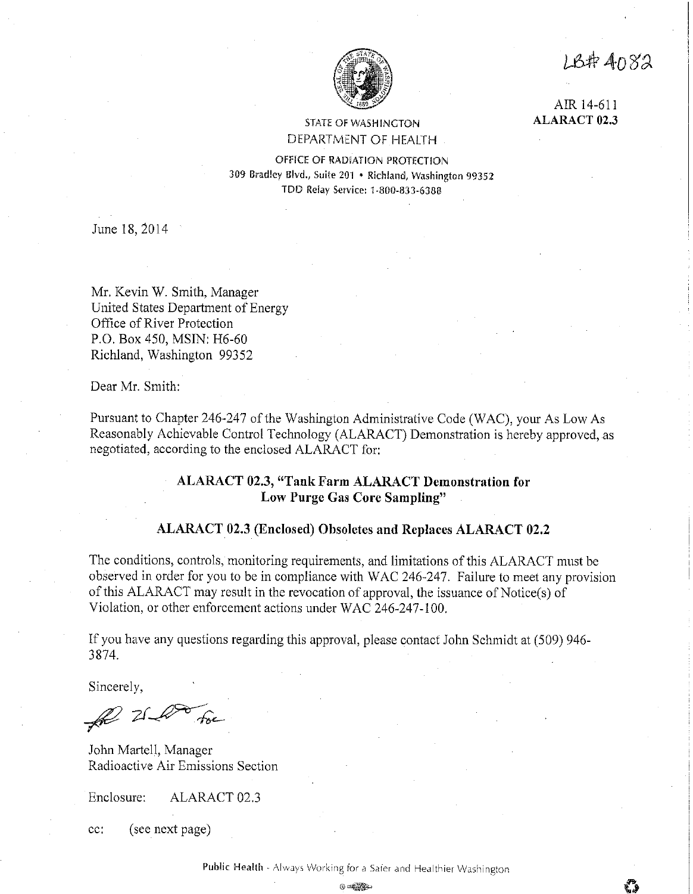LB# 4082

AIR 14-611
**ALARACT 02.3**

STATE OF WASHINGTON
DEPARTMENT OF HEALTH

OFFICE OF RADIATION PROTECTION
309 Bradley Blvd., Suite 201 • Richland, Washington 99352
TDD Relay Service: 1-800-833-6388

June 18, 2014

Mr. Kevin W. Smith, Manager
United States Department of Energy
Office of River Protection
P.O. Box 450, MSIN: H6-60
Richland, Washington 99352

Dear Mr. Smith:

Pursuant to Chapter 246-247 of the Washington Administrative Code (WAC), your As Low As Reasonably Achievable Control Technology (ALARACT) Demonstration is hereby approved, as negotiated, according to the enclosed ALARACT for:

**ALARACT 02.3, "Tank Farm ALARACT Demonstration for Low Purge Gas Core Sampling"**

**ALARACT 02.3 (Enclosed) Obsoletes and Replaces ALARACT 02.2**

The conditions, controls, monitoring requirements, and limitations of this ALARACT must be observed in order for you to be in compliance with WAC 246-247. Failure to meet any provision of this ALARACT may result in the revocation of approval, the issuance of Notice(s) of Violation, or other enforcement actions under WAC 246-247-100.

If you have any questions regarding this approval, please contact John Schmidt at (509) 946-3874.

Sincerely,

John Martell, Manager
Radioactive Air Emissions Section

Enclosure: ALARACT 02.3

cc: (see next page)

Public Health - Always Working for a Safer and Healthier Washington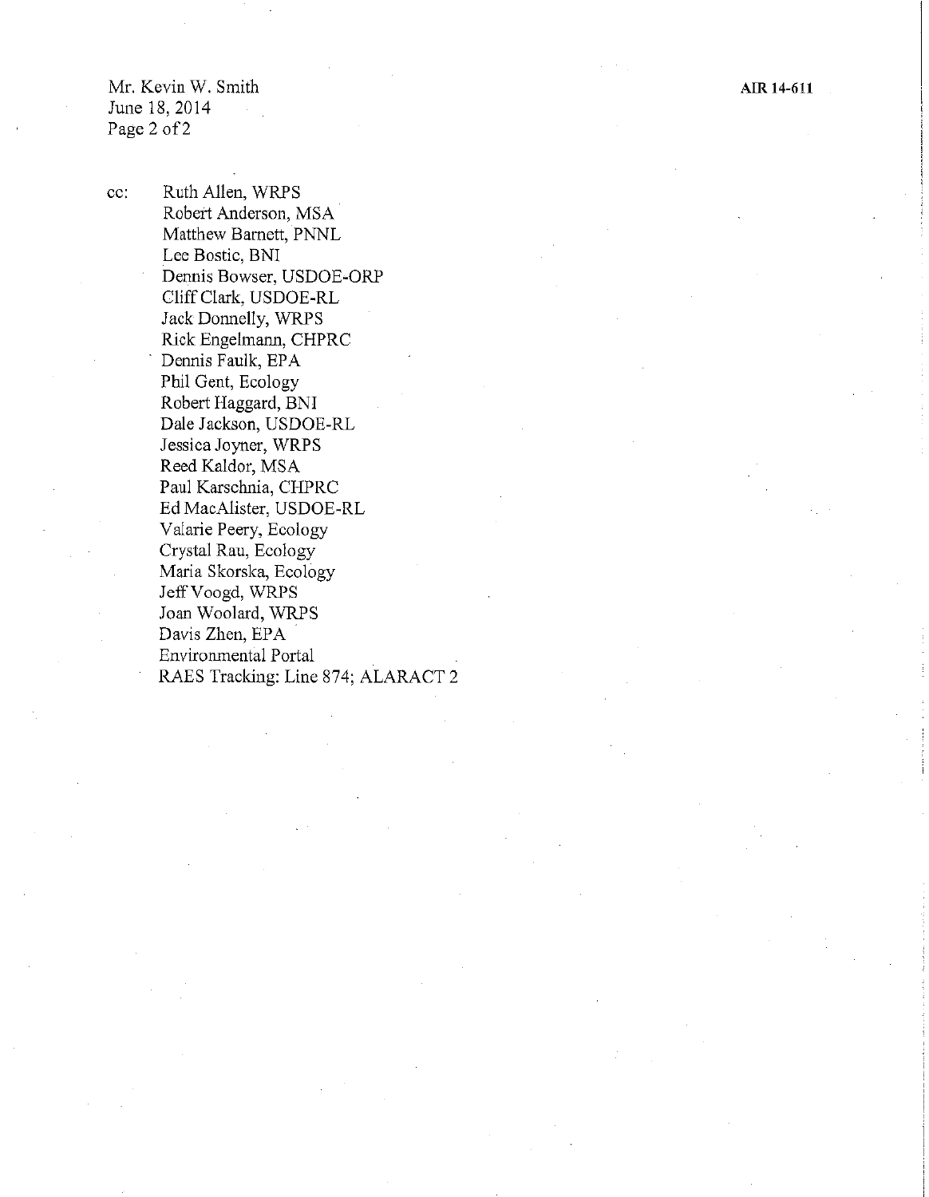cc: Ruth Allen, WRPS
Robert Anderson, MSA
Matthew Barnett, PNNL
Lee Bostic, BNI
Dennis Bowser, USDOE-ORP
Cliff Clark, USDOE-RL
Jack Donnelly, WRPS
Rick Engelmann, CHPRC
Dennis Faulk, EPA
Phil Gent, Ecology
Robert Haggard, BNI
Dale Jackson, USDOE-RL
Jessica Joyner, WRPS
Reed Kaldor, MSA
Paul Karschnia, CHPRC
Ed MacAlister, USDOE-RL
Valarie Peery, Ecology
Crystal Rau, Ecology
Maria Skorska, Ecology
Jeff Voogd, WRPS
Joan Woolard, WRPS
Davis Zhen, EPA
Environmental Portal
RAES Tracking: Line 874; ALARACT 2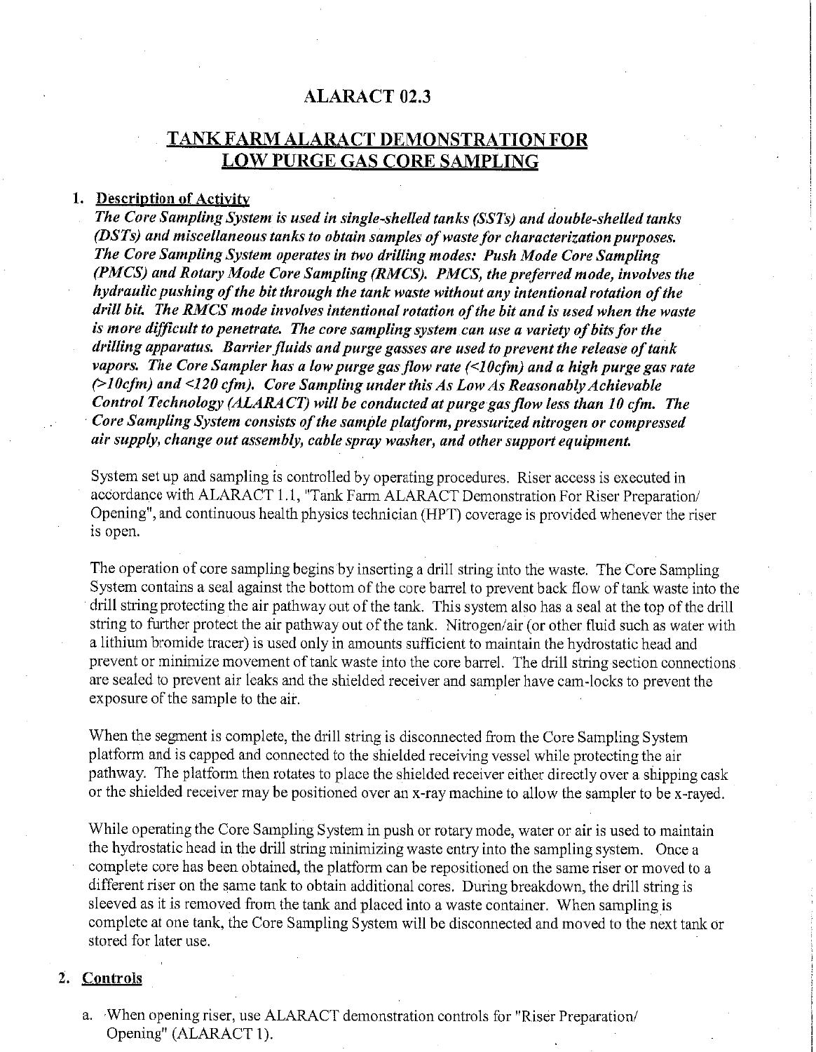# ALARACT 02.3

## TANK FARM ALARACT DEMONSTRATION FOR LOW PURGE GAS CORE SAMPLING

### 1. Description of Activity

*The Core Sampling System is used in single-shelled tanks (SSTs) and double-shelled tanks (DSTs) and miscellaneous tanks to obtain samples of waste for characterization purposes. The Core Sampling System operates in two drilling modes: Push Mode Core Sampling (PMCS) and Rotary Mode Core Sampling (RMCS). PMCS, the preferred mode, involves the hydraulic pushing of the bit through the tank waste without any intentional rotation of the drill bit. The RMCS mode involves intentional rotation of the bit and is used when the waste is more difficult to penetrate. The core sampling system can use a variety of bits for the drilling apparatus. Barrier fluids and purge gasses are used to prevent the release of tank vapors. The Core Sampler has a low purge gas flow rate (<10cfm) and a high purge gas rate (>10cfm) and <120 cfm). Core Sampling under this As Low As Reasonably Achievable Control Technology (ALARACT) will be conducted at purge gas flow less than 10 cfm. The Core Sampling System consists of the sample platform, pressurized nitrogen or compressed air supply, change out assembly, cable spray washer, and other support equipment.*

System set up and sampling is controlled by operating procedures. Riser access is executed in accordance with ALARACT 1.1, "Tank Farm ALARACT Demonstration For Riser Preparation/ Opening", and continuous health physics technician (HPT) coverage is provided whenever the riser is open.

The operation of core sampling begins by inserting a drill string into the waste. The Core Sampling System contains a seal against the bottom of the core barrel to prevent back flow of tank waste into the drill string protecting the air pathway out of the tank. This system also has a seal at the top of the drill string to further protect the air pathway out of the tank. Nitrogen/air (or other fluid such as water with a lithium bromide tracer) is used only in amounts sufficient to maintain the hydrostatic head and prevent or minimize movement of tank waste into the core barrel. The drill string section connections are sealed to prevent air leaks and the shielded receiver and sampler have cam-locks to prevent the exposure of the sample to the air.

When the segment is complete, the drill string is disconnected from the Core Sampling System platform and is capped and connected to the shielded receiving vessel while protecting the air pathway. The platform then rotates to place the shielded receiver either directly over a shipping cask or the shielded receiver may be positioned over an x-ray machine to allow the sampler to be x-rayed.

While operating the Core Sampling System in push or rotary mode, water or air is used to maintain the hydrostatic head in the drill string minimizing waste entry into the sampling system. Once a complete core has been obtained, the platform can be repositioned on the same riser or moved to a different riser on the same tank to obtain additional cores. During breakdown, the drill string is sleeved as it is removed from the tank and placed into a waste container. When sampling is complete at one tank, the Core Sampling System will be disconnected and moved to the next tank or stored for later use.

### 2. Controls

a. When opening riser, use ALARACT demonstration controls for "Riser Preparation/ Opening" (ALARACT 1).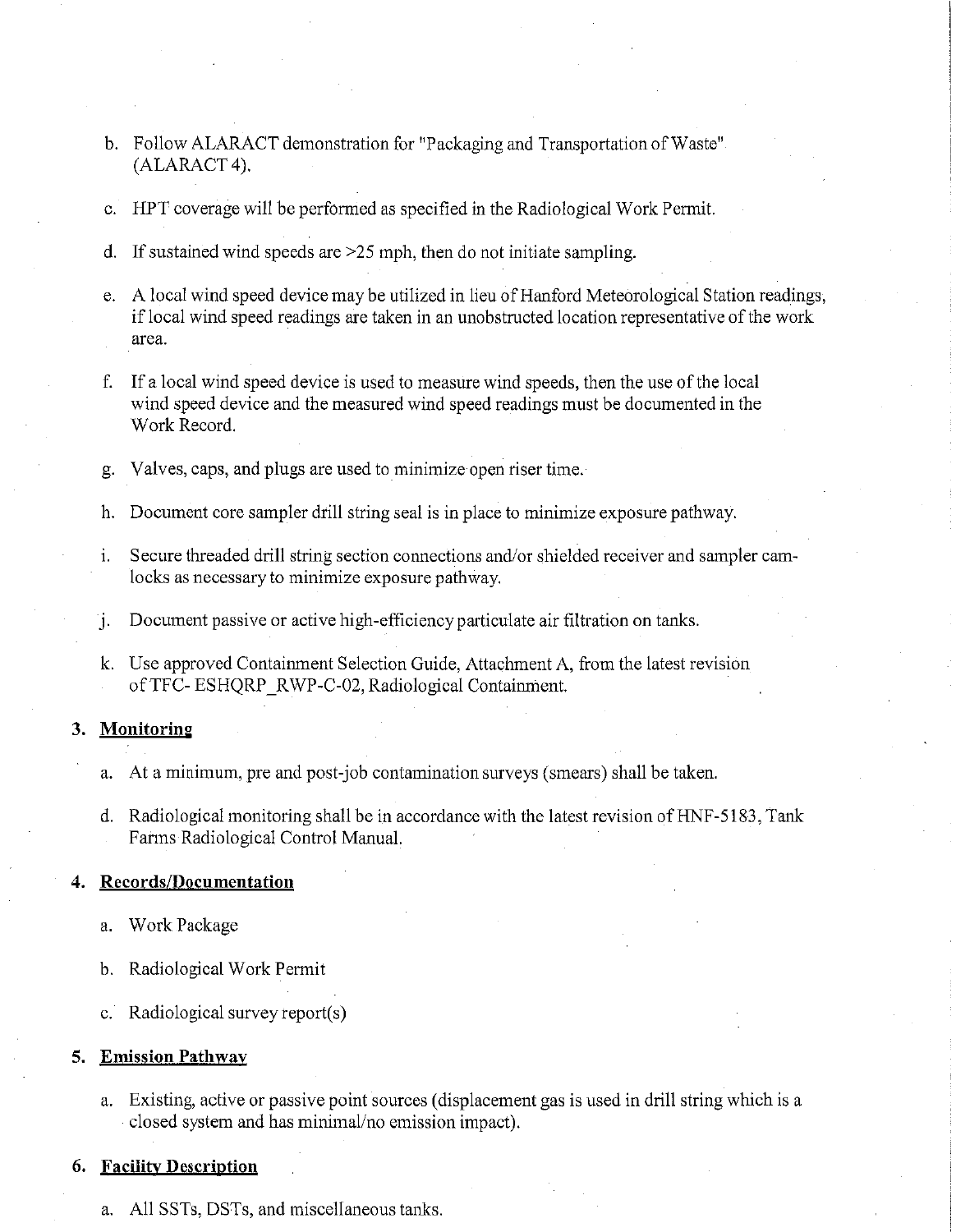b. Follow ALARACT demonstration for "Packaging and Transportation of Waste" (ALARACT 4).

c. HPT coverage will be performed as specified in the Radiological Work Permit.

d. If sustained wind speeds are >25 mph, then do not initiate sampling.

e. A local wind speed device may be utilized in lieu of Hanford Meteorological Station readings, if local wind speed readings are taken in an unobstructed location representative of the work area.

f. If a local wind speed device is used to measure wind speeds, then the use of the local wind speed device and the measured wind speed readings must be documented in the Work Record.

g. Valves, caps, and plugs are used to minimize open riser time.

h. Document core sampler drill string seal is in place to minimize exposure pathway.

i. Secure threaded drill string section connections and/or shielded receiver and sampler cam-locks as necessary to minimize exposure pathway.

j. Document passive or active high-efficiency particulate air filtration on tanks.

k. Use approved Containment Selection Guide, Attachment A, from the latest revision of TFC- ESHQRP_RWP-C-02, Radiological Containment.

**3. Monitoring**

a. At a minimum, pre and post-job contamination surveys (smears) shall be taken.

d. Radiological monitoring shall be in accordance with the latest revision of HNF-5183, Tank Farms Radiological Control Manual.

**4. Records/Documentation**

a. Work Package

b. Radiological Work Permit

c. Radiological survey report(s)

**5. Emission Pathway**

a. Existing, active or passive point sources (displacement gas is used in drill string which is a closed system and has minimal/no emission impact).

**6. Facility Description**

a. All SSTs, DSTs, and miscellaneous tanks.